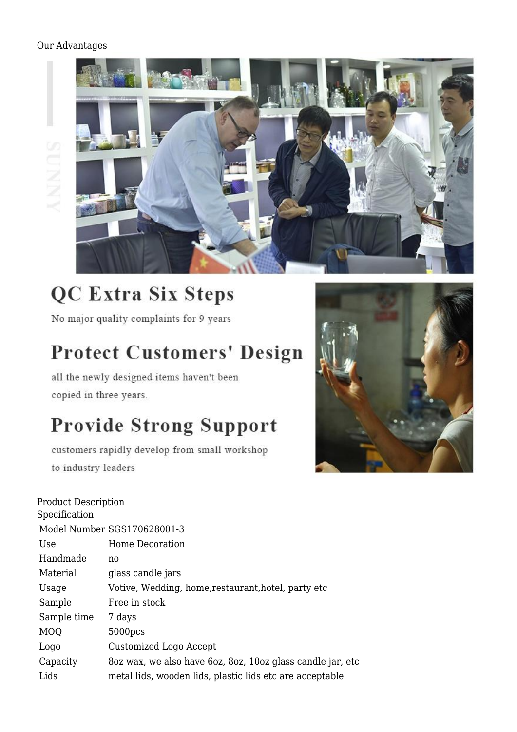Our Advantages

QC Extra Six Steps

No major quality complaints for 9 years

Protect Customers' Design

all the newly designed items haven't been copied in three years.

Provide Strong Support

customers rapidly develop from small workshop to industry leaders

Product Description

Specification

| Model Number | SGS170628001-3 |
|---|---|
| Use | Home Decoration |
| Handmade | no |
| Material | glass candle jars |
| Usage | Votive, Wedding, home,restaurant,hotel, party etc |
| Sample | Free in stock |
| Sample time | 7 days |
| MOQ | 5000pcs |
| Logo | Customized Logo Accept |
| Capacity | 8oz wax, we also have 6oz, 8oz, 10oz glass candle jar, etc |
| Lids | metal lids, wooden lids, plastic lids etc are acceptable |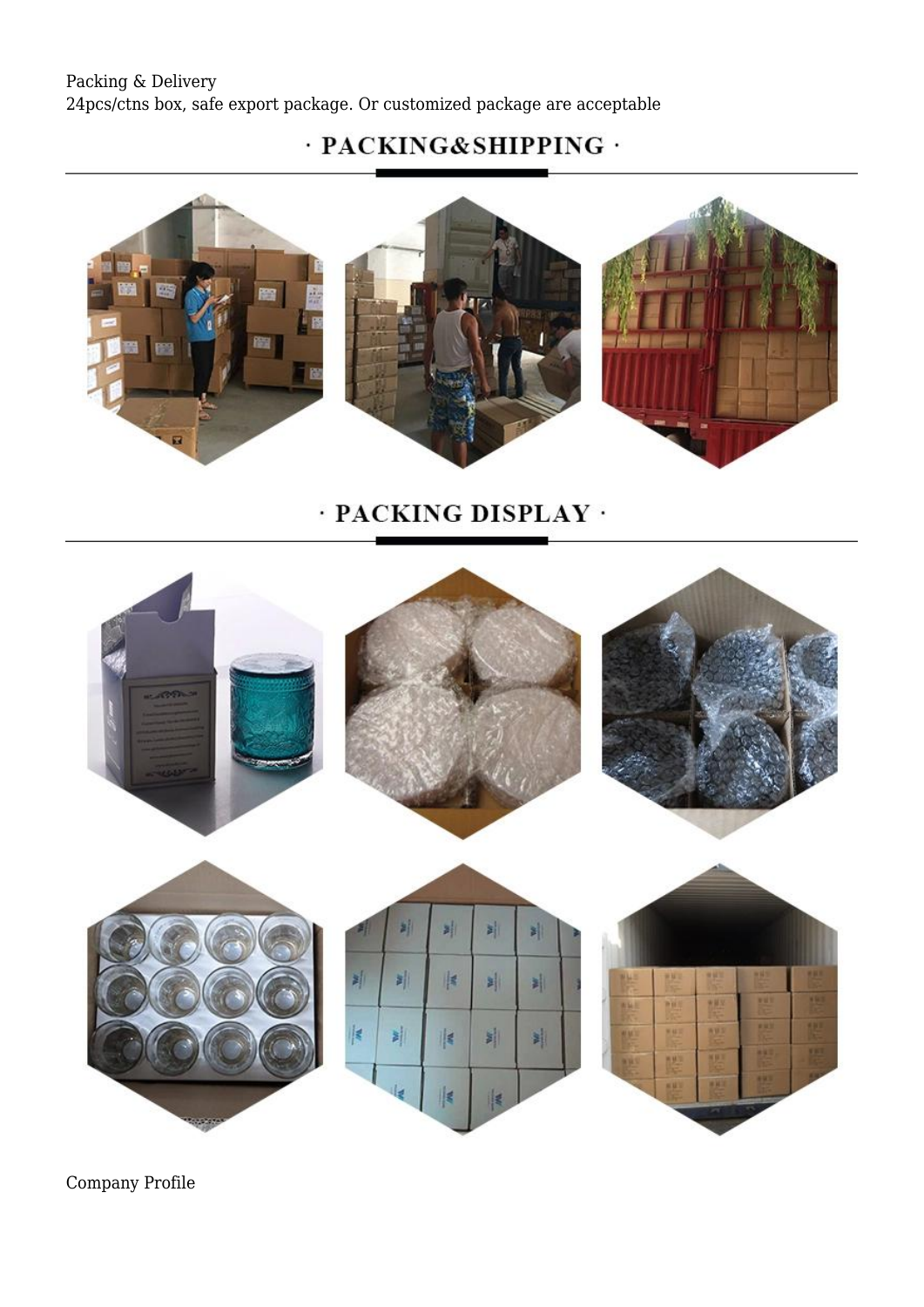Packing & Delivery
24pcs/ctns box, safe export package. Or customized package are acceptable

## · PACKING&SHIPPING ·

## · PACKING DISPLAY ·

Company Profile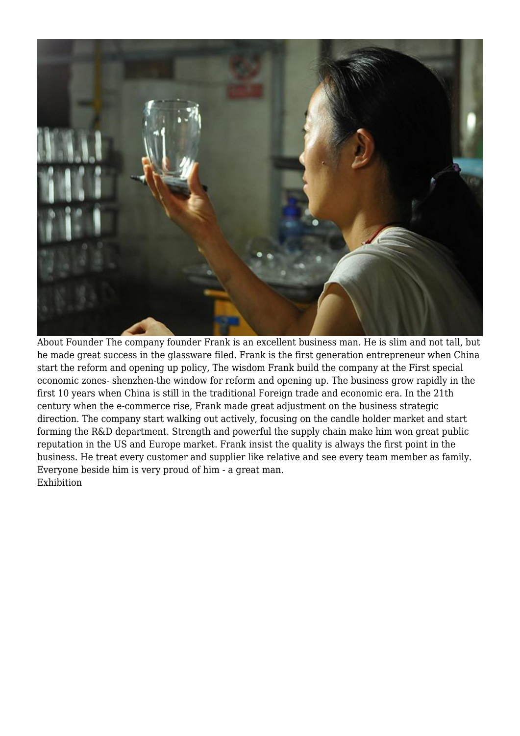About Founder The company founder Frank is an excellent business man. He is slim and not tall, but he made great success in the glassware filed. Frank is the first generation entrepreneur when China start the reform and opening up policy, The wisdom Frank build the company at the First special economic zones- shenzhen-the window for reform and opening up. The business grow rapidly in the first 10 years when China is still in the traditional Foreign trade and economic era. In the 21th century when the e-commerce rise, Frank made great adjustment on the business strategic direction. The company start walking out actively, focusing on the candle holder market and start forming the R&D department. Strength and powerful the supply chain make him won great public reputation in the US and Europe market. Frank insist the quality is always the first point in the business. He treat every customer and supplier like relative and see every team member as family. Everyone beside him is very proud of him - a great man.

Exhibition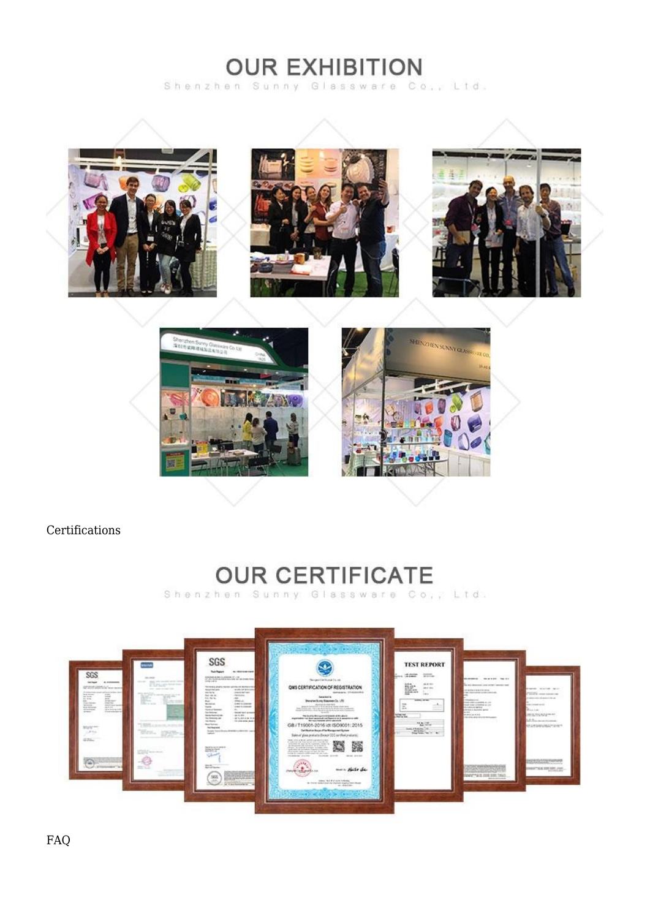# OUR EXHIBITION

Shenzhen Sunny Glassware Co., Ltd.

Certifications

# OUR CERTIFICATE

Shenzhen Sunny Glassware Co., Ltd.

FAQ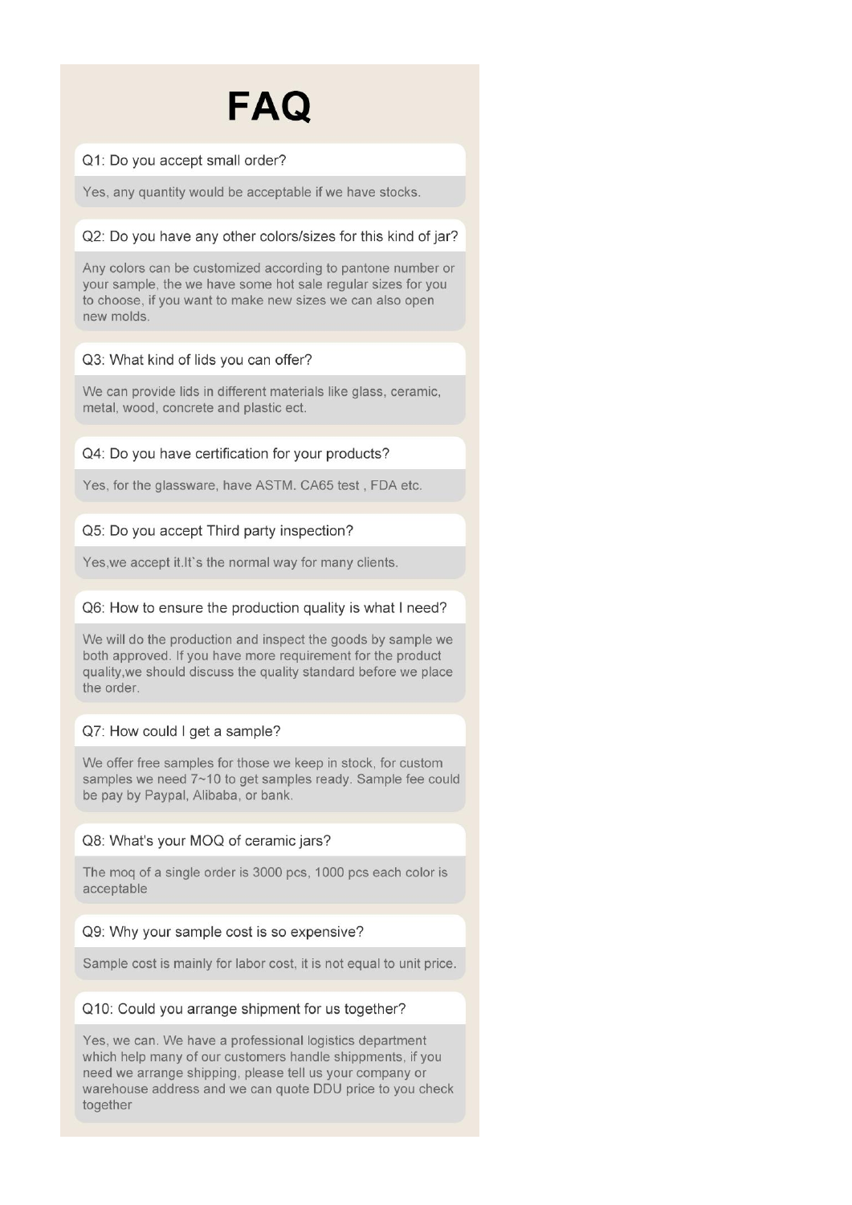# FAQ

Q1: Do you accept small order?

Yes, any quantity would be acceptable if we have stocks.

Q2: Do you have any other colors/sizes for this kind of jar?

Any colors can be customized according to pantone number or your sample, the we have some hot sale regular sizes for you to choose, if you want to make new sizes we can also open new molds.

Q3: What kind of lids you can offer?

We can provide lids in different materials like glass, ceramic, metal, wood, concrete and plastic ect.

Q4: Do you have certification for your products?

Yes, for the glassware, have ASTM. CA65 test , FDA etc.

Q5: Do you accept Third party inspection?

Yes,we accept it.It`s the normal way for many clients.

Q6: How to ensure the production quality is what I need?

We will do the production and inspect the goods by sample we both approved. If you have more requirement for the product quality,we should discuss the quality standard before we place the order.

Q7: How could I get a sample?

We offer free samples for those we keep in stock, for custom samples we need 7~10 to get samples ready. Sample fee could be pay by Paypal, Alibaba, or bank.

Q8: What's your MOQ of ceramic jars?

The moq of a single order is 3000 pcs, 1000 pcs each color is acceptable

Q9: Why your sample cost is so expensive?

Sample cost is mainly for labor cost, it is not equal to unit price.

Q10: Could you arrange shipment for us together?

Yes, we can. We have a professional logistics department which help many of our customers handle shippments, if you need we arrange shipping, please tell us your company or warehouse address and we can quote DDU price to you check together